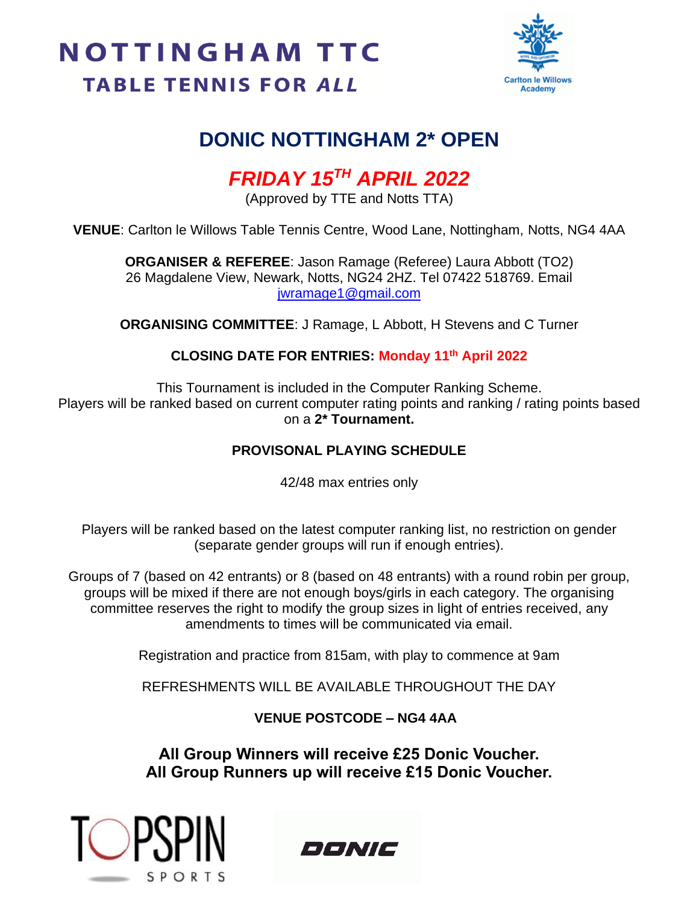# NOTTINGHAM TTC

**TABLE TENNIS FOR *ALL***

Carlton le Willows Academy

## DONIC NOTTINGHAM 2* OPEN

## *FRIDAY 15TH APRIL 2022*

(Approved by TTE and Notts TTA)

**VENUE**: Carlton le Willows Table Tennis Centre, Wood Lane, Nottingham, Notts, NG4 4AA

**ORGANISER & REFEREE**: Jason Ramage (Referee) Laura Abbott (TO2)
26 Magdalene View, Newark, Notts, NG24 2HZ. Tel 07422 518769. Email
jwramage1@gmail.com

**ORGANISING COMMITTEE**: J Ramage, L Abbott, H Stevens and C Turner

**CLOSING DATE FOR ENTRIES: Monday 11th April 2022**

This Tournament is included in the Computer Ranking Scheme.
Players will be ranked based on current computer rating points and ranking / rating points based on a **2* Tournament.**

**PROVISONAL PLAYING SCHEDULE**

42/48 max entries only

Players will be ranked based on the latest computer ranking list, no restriction on gender (separate gender groups will run if enough entries).

Groups of 7 (based on 42 entrants) or 8 (based on 48 entrants) with a round robin per group, groups will be mixed if there are not enough boys/girls in each category. The organising committee reserves the right to modify the group sizes in light of entries received, any amendments to times will be communicated via email.

Registration and practice from 815am, with play to commence at 9am

REFRESHMENTS WILL BE AVAILABLE THROUGHOUT THE DAY

**VENUE POSTCODE – NG4 4AA**

**All Group Winners will receive £25 Donic Voucher.**
**All Group Runners up will receive £15 Donic Voucher.**

TOPSPIN SPORTS

DONIC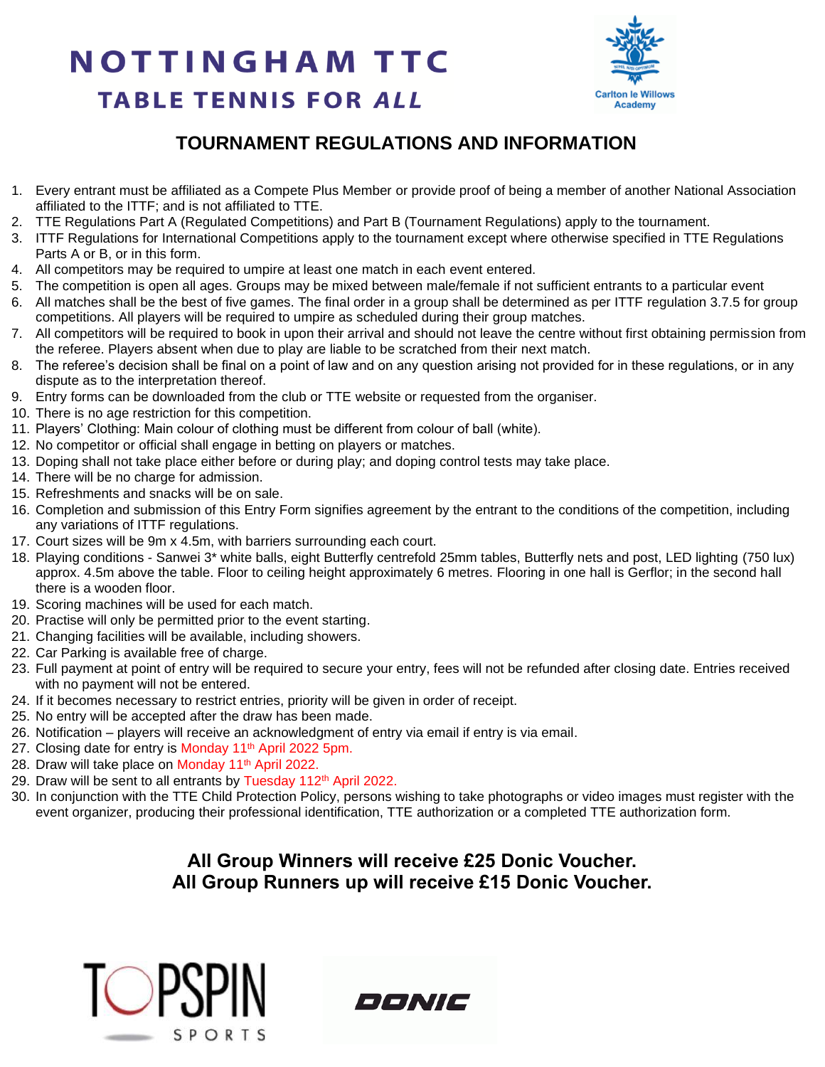# NOTTINGHAM TTC

## TABLE TENNIS FOR *ALL*

Carlton le Willows Academy

## TOURNAMENT REGULATIONS AND INFORMATION

1. Every entrant must be affiliated as a Compete Plus Member or provide proof of being a member of another National Association affiliated to the ITTF; and is not affiliated to TTE.
2. TTE Regulations Part A (Regulated Competitions) and Part B (Tournament Regulations) apply to the tournament.
3. ITTF Regulations for International Competitions apply to the tournament except where otherwise specified in TTE Regulations Parts A or B, or in this form.
4. All competitors may be required to umpire at least one match in each event entered.
5. The competition is open all ages. Groups may be mixed between male/female if not sufficient entrants to a particular event
6. All matches shall be the best of five games. The final order in a group shall be determined as per ITTF regulation 3.7.5 for group competitions. All players will be required to umpire as scheduled during their group matches.
7. All competitors will be required to book in upon their arrival and should not leave the centre without first obtaining permission from the referee. Players absent when due to play are liable to be scratched from their next match.
8. The referee's decision shall be final on a point of law and on any question arising not provided for in these regulations, or in any dispute as to the interpretation thereof.
9. Entry forms can be downloaded from the club or TTE website or requested from the organiser.
10. There is no age restriction for this competition.
11. Players' Clothing: Main colour of clothing must be different from colour of ball (white).
12. No competitor or official shall engage in betting on players or matches.
13. Doping shall not take place either before or during play; and doping control tests may take place.
14. There will be no charge for admission.
15. Refreshments and snacks will be on sale.
16. Completion and submission of this Entry Form signifies agreement by the entrant to the conditions of the competition, including any variations of ITTF regulations.
17. Court sizes will be 9m x 4.5m, with barriers surrounding each court.
18. Playing conditions - Sanwei 3* white balls, eight Butterfly centrefold 25mm tables, Butterfly nets and post, LED lighting (750 lux) approx. 4.5m above the table. Floor to ceiling height approximately 6 metres. Flooring in one hall is Gerflor; in the second hall there is a wooden floor.
19. Scoring machines will be used for each match.
20. Practise will only be permitted prior to the event starting.
21. Changing facilities will be available, including showers.
22. Car Parking is available free of charge.
23. Full payment at point of entry will be required to secure your entry, fees will not be refunded after closing date. Entries received with no payment will not be entered.
24. If it becomes necessary to restrict entries, priority will be given in order of receipt.
25. No entry will be accepted after the draw has been made.
26. Notification – players will receive an acknowledgment of entry via email if entry is via email.
27. Closing date for entry is Monday 11th April 2022 5pm.
28. Draw will take place on Monday 11th April 2022.
29. Draw will be sent to all entrants by Tuesday 112th April 2022.
30. In conjunction with the TTE Child Protection Policy, persons wishing to take photographs or video images must register with the event organizer, producing their professional identification, TTE authorization or a completed TTE authorization form.

**All Group Winners will receive £25 Donic Voucher.**
**All Group Runners up will receive £15 Donic Voucher.**

TOPSPIN SPORTS

DONIC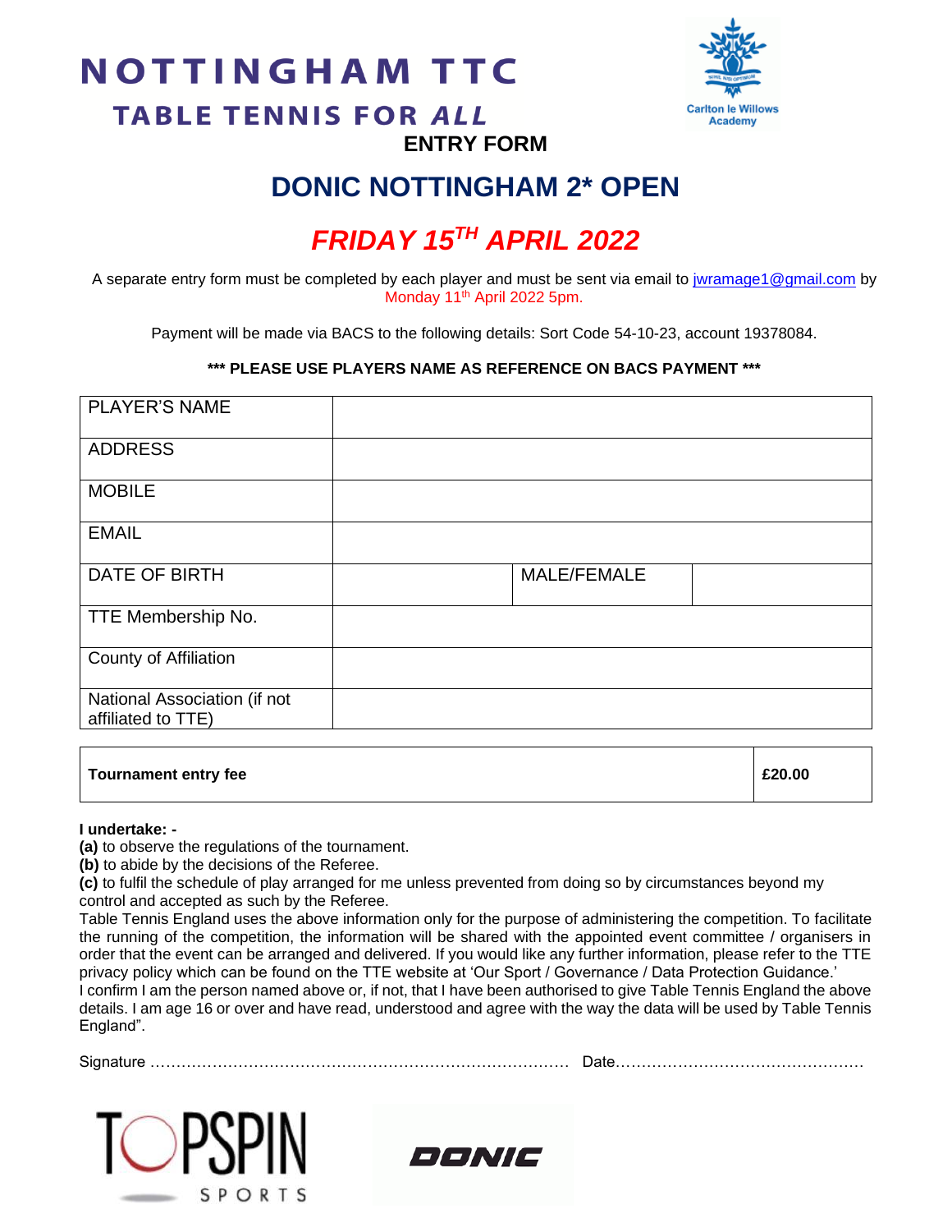# NOTTINGHAM TTC

## TABLE TENNIS FOR *ALL*

Carlton le Willows Academy

**ENTRY FORM**

# DONIC NOTTINGHAM 2* OPEN

## *FRIDAY 15TH APRIL 2022*

A separate entry form must be completed by each player and must be sent via email to jwramage1@gmail.com by Monday 11th April 2022 5pm.

Payment will be made via BACS to the following details: Sort Code 54-10-23, account 19378084.

**\*\*\* PLEASE USE PLAYERS NAME AS REFERENCE ON BACS PAYMENT \*\*\***

| | | | |
|---|---|---|---|
| PLAYER'S NAME | | | |
| ADDRESS | | | |
| MOBILE | | | |
| EMAIL | | | |
| DATE OF BIRTH | | MALE/FEMALE | |
| TTE Membership No. | | | |
| County of Affiliation | | | |
| National Association (if not affiliated to TTE) | | | |

| | |
|---|---|
| **Tournament entry fee** | **£20.00** |

**I undertake: -**

**(a)** to observe the regulations of the tournament.
**(b)** to abide by the decisions of the Referee.
**(c)** to fulfil the schedule of play arranged for me unless prevented from doing so by circumstances beyond my control and accepted as such by the Referee.

Table Tennis England uses the above information only for the purpose of administering the competition. To facilitate the running of the competition, the information will be shared with the appointed event committee / organisers in order that the event can be arranged and delivered. If you would like any further information, please refer to the TTE privacy policy which can be found on the TTE website at 'Our Sport / Governance / Data Protection Guidance.'
I confirm I am the person named above or, if not, that I have been authorised to give Table Tennis England the above details. I am age 16 or over and have read, understood and agree with the way the data will be used by Table Tennis England".

Signature ………………………………………………………………………… Date…………………………………………

TOPSPIN SPORTS

DONIC